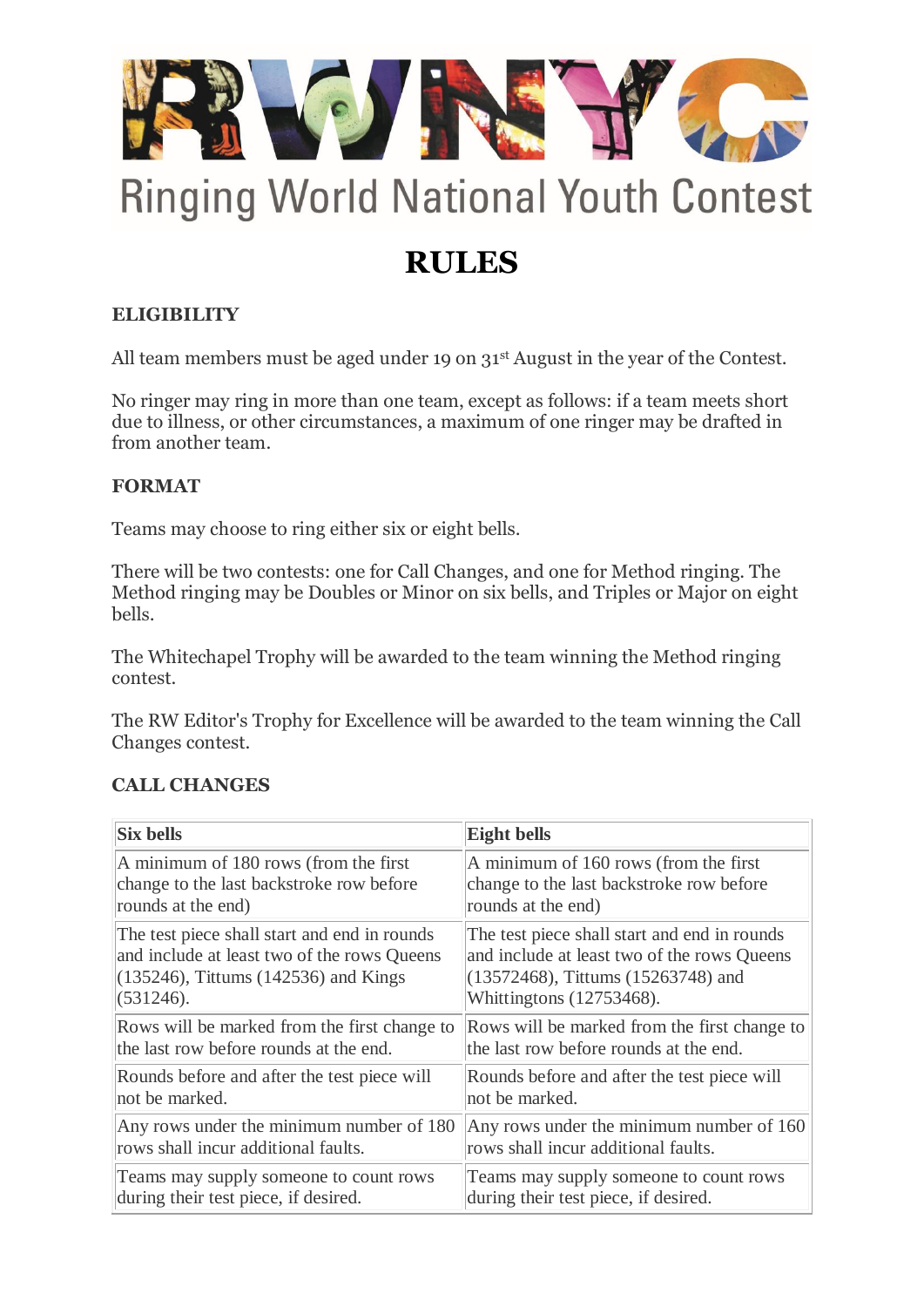Ringing World National Youth Contest

# RULES

## ELIGIBILITY

All team members must be aged under 19 on 31st August in the year of the Contest.

No ringer may ring in more than one team, except as follows: if a team meets short due to illness, or other circumstances, a maximum of one ringer may be drafted in from another team.

## FORMAT

Teams may choose to ring either six or eight bells.

There will be two contests: one for Call Changes, and one for Method ringing. The Method ringing may be Doubles or Minor on six bells, and Triples or Major on eight bells.

The Whitechapel Trophy will be awarded to the team winning the Method ringing contest.

The RW Editor's Trophy for Excellence will be awarded to the team winning the Call Changes contest.

## CALL CHANGES

| Six bells | Eight bells |
|---|---|
| A minimum of 180 rows (from the first change to the last backstroke row before rounds at the end) | A minimum of 160 rows (from the first change to the last backstroke row before rounds at the end) |
| The test piece shall start and end in rounds and include at least two of the rows Queens (135246), Tittums (142536) and Kings (531246). | The test piece shall start and end in rounds and include at least two of the rows Queens (13572468), Tittums (15263748) and Whittingtons (12753468). |
| Rows will be marked from the first change to the last row before rounds at the end. | Rows will be marked from the first change to the last row before rounds at the end. |
| Rounds before and after the test piece will not be marked. | Rounds before and after the test piece will not be marked. |
| Any rows under the minimum number of 180 rows shall incur additional faults. | Any rows under the minimum number of 160 rows shall incur additional faults. |
| Teams may supply someone to count rows during their test piece, if desired. | Teams may supply someone to count rows during their test piece, if desired. |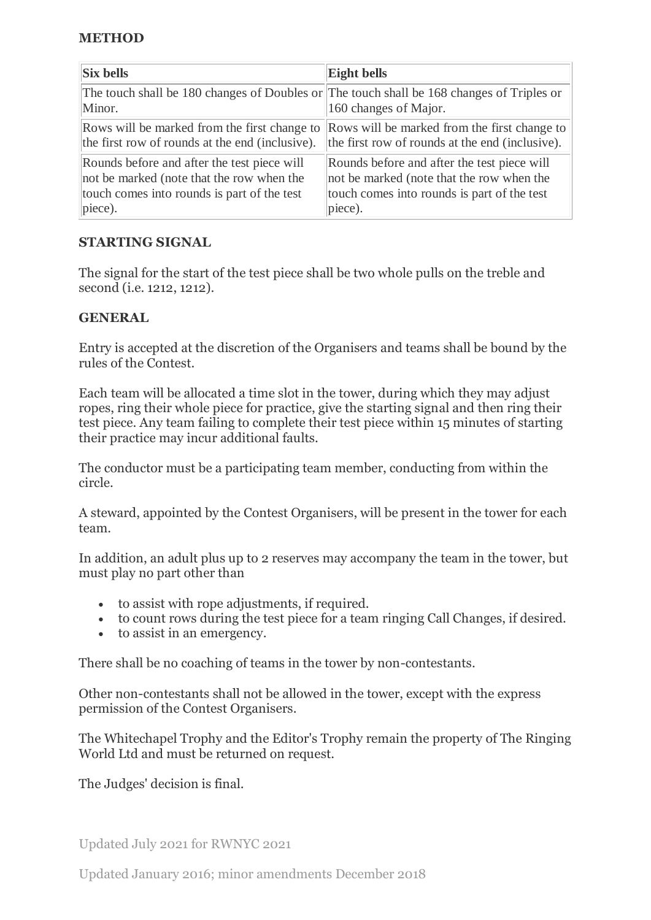**METHOD**

| Six bells | Eight bells |
|---|---|
| The touch shall be 180 changes of Doubles or Minor. | The touch shall be 168 changes of Triples or 160 changes of Major. |
| Rows will be marked from the first change to the first row of rounds at the end (inclusive). | Rows will be marked from the first change to the first row of rounds at the end (inclusive). |
| Rounds before and after the test piece will not be marked (note that the row when the touch comes into rounds is part of the test piece). | Rounds before and after the test piece will not be marked (note that the row when the touch comes into rounds is part of the test piece). |

**STARTING SIGNAL**

The signal for the start of the test piece shall be two whole pulls on the treble and second (i.e. 1212, 1212).

**GENERAL**

Entry is accepted at the discretion of the Organisers and teams shall be bound by the rules of the Contest.

Each team will be allocated a time slot in the tower, during which they may adjust ropes, ring their whole piece for practice, give the starting signal and then ring their test piece. Any team failing to complete their test piece within 15 minutes of starting their practice may incur additional faults.

The conductor must be a participating team member, conducting from within the circle.

A steward, appointed by the Contest Organisers, will be present in the tower for each team.

In addition, an adult plus up to 2 reserves may accompany the team in the tower, but must play no part other than

- to assist with rope adjustments, if required.
- to count rows during the test piece for a team ringing Call Changes, if desired.
- to assist in an emergency.

There shall be no coaching of teams in the tower by non-contestants.

Other non-contestants shall not be allowed in the tower, except with the express permission of the Contest Organisers.

The Whitechapel Trophy and the Editor's Trophy remain the property of The Ringing World Ltd and must be returned on request.

The Judges' decision is final.

Updated July 2021 for RWNYC 2021

Updated January 2016; minor amendments December 2018